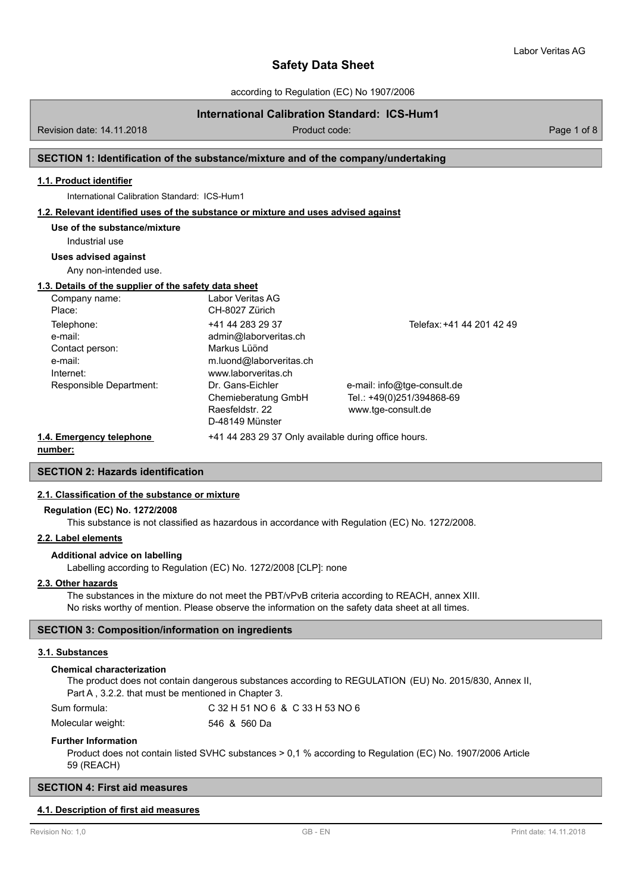# Safety Data Sheet

according to Regulation (EC) No 1907/2006

**International Calibration Standard: ICS-Hum1**

Revision date: 14.11.2018 | Product code:

## SECTION 1: Identification of the substance/mixture and of the company/undertaking

### 1.1. Product identifier

International Calibration Standard: ICS-Hum1

### 1.2. Relevant identified uses of the substance or mixture and uses advised against

**Use of the substance/mixture**

Industrial use

**Uses advised against**

Any non-intended use.

### 1.3. Details of the supplier of the safety data sheet

| | | |
|---|---|---|
| Company name: | Labor Veritas AG | |
| Place: | CH-8027 Zürich | |
| Telephone: | +41 44 283 29 37 | Telefax: +41 44 201 42 49 |
| e-mail: | admin@laborveritas.ch | |
| Contact person: | Markus Lüönd | |
| e-mail: | m.luond@laborveritas.ch | |
| Internet: | www.laborveritas.ch | |
| Responsible Department: | Dr. Gans-Eichler Chemieberatung GmbH Raesfeldstr. 22 D-48149 Münster | e-mail: info@tge-consult.de Tel.: +49(0)251/394868-69 www.tge-consult.de |

### 1.4. Emergency telephone number:

+41 44 283 29 37 Only available during office hours.

## SECTION 2: Hazards identification

### 2.1. Classification of the substance or mixture

**Regulation (EC) No. 1272/2008**

This substance is not classified as hazardous in accordance with Regulation (EC) No. 1272/2008.

### 2.2. Label elements

**Additional advice on labelling**

Labelling according to Regulation (EC) No. 1272/2008 [CLP]: none

### 2.3. Other hazards

The substances in the mixture do not meet the PBT/vPvB criteria according to REACH, annex XIII.
No risks worthy of mention. Please observe the information on the safety data sheet at all times.

## SECTION 3: Composition/information on ingredients

### 3.1. Substances

**Chemical characterization**

The product does not contain dangerous substances according to REGULATION (EU) No. 2015/830, Annex II, Part A , 3.2.2. that must be mentioned in Chapter 3.

| | |
|---|---|
| Sum formula: | $C_{32}H_{51}NO_6$ & $C_{33}H_{53}NO_6$ |
| Molecular weight: | 546 & 560 Da |

**Further Information**

Product does not contain listed SVHC substances > 0,1 % according to Regulation (EC) No. 1907/2006 Article 59 (REACH)

## SECTION 4: First aid measures

### 4.1. Description of first aid measures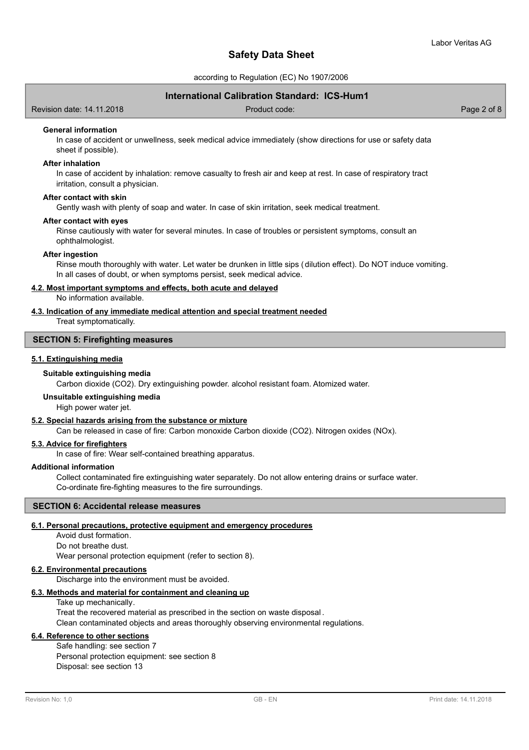#### General information

In case of accident or unwellness, seek medical advice immediately (show directions for use or safety data sheet if possible).

#### After inhalation

In case of accident by inhalation: remove casualty to fresh air and keep at rest. In case of respiratory tract irritation, consult a physician.

#### After contact with skin

Gently wash with plenty of soap and water. In case of skin irritation, seek medical treatment.

#### After contact with eyes

Rinse cautiously with water for several minutes. In case of troubles or persistent symptoms, consult an ophthalmologist.

#### After ingestion

Rinse mouth thoroughly with water. Let water be drunken in little sips (dilution effect). Do NOT induce vomiting. In all cases of doubt, or when symptoms persist, seek medical advice.

### 4.2. Most important symptoms and effects, both acute and delayed

No information available.

### 4.3. Indication of any immediate medical attention and special treatment needed

Treat symptomatically.

## SECTION 5: Firefighting measures

### 5.1. Extinguishing media

#### Suitable extinguishing media

Carbon dioxide ($CO_2$). Dry extinguishing powder. alcohol resistant foam. Atomized water.

#### Unsuitable extinguishing media

High power water jet.

### 5.2. Special hazards arising from the substance or mixture

Can be released in case of fire: Carbon monoxide Carbon dioxide ($CO_2$). Nitrogen oxides ($NO_x$).

### 5.3. Advice for firefighters

In case of fire: Wear self-contained breathing apparatus.

#### Additional information

Collect contaminated fire extinguishing water separately. Do not allow entering drains or surface water.
Co-ordinate fire-fighting measures to the fire surroundings.

## SECTION 6: Accidental release measures

### 6.1. Personal precautions, protective equipment and emergency procedures

Avoid dust formation.
Do not breathe dust.
Wear personal protection equipment (refer to section 8).

### 6.2. Environmental precautions

Discharge into the environment must be avoided.

### 6.3. Methods and material for containment and cleaning up

Take up mechanically.
Treat the recovered material as prescribed in the section on waste disposal.
Clean contaminated objects and areas thoroughly observing environmental regulations.

### 6.4. Reference to other sections

Safe handling: see section 7
Personal protection equipment: see section 8
Disposal: see section 13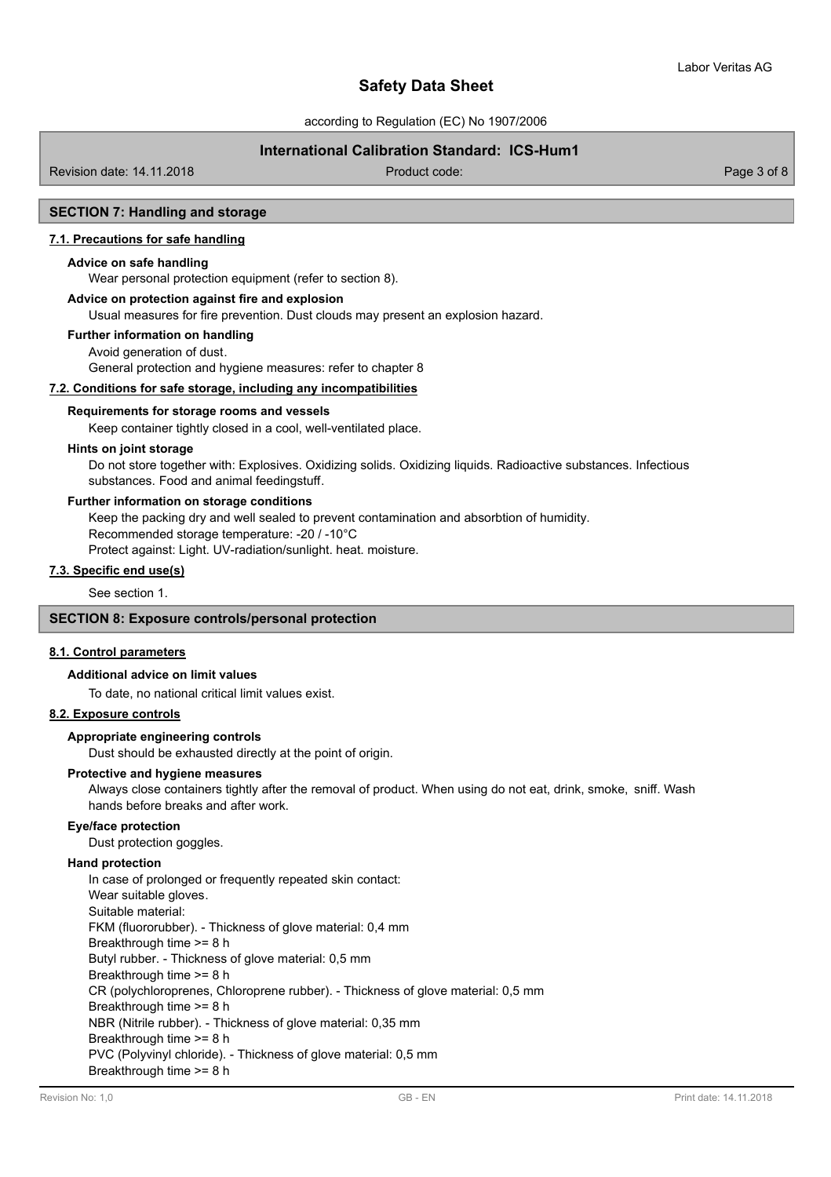## SECTION 7: Handling and storage

### 7.1. Precautions for safe handling

**Advice on safe handling**

Wear personal protection equipment (refer to section 8).

**Advice on protection against fire and explosion**

Usual measures for fire prevention. Dust clouds may present an explosion hazard.

**Further information on handling**

Avoid generation of dust.
General protection and hygiene measures: refer to chapter 8

### 7.2. Conditions for safe storage, including any incompatibilities

**Requirements for storage rooms and vessels**

Keep container tightly closed in a cool, well-ventilated place.

**Hints on joint storage**

Do not store together with: Explosives. Oxidizing solids. Oxidizing liquids. Radioactive substances. Infectious substances. Food and animal feedingstuff.

**Further information on storage conditions**

Keep the packing dry and well sealed to prevent contamination and absorbtion of humidity.
Recommended storage temperature: -20 / -10°C
Protect against: Light. UV-radiation/sunlight. heat. moisture.

### 7.3. Specific end use(s)

See section 1.

## SECTION 8: Exposure controls/personal protection

### 8.1. Control parameters

**Additional advice on limit values**

To date, no national critical limit values exist.

### 8.2. Exposure controls

**Appropriate engineering controls**

Dust should be exhausted directly at the point of origin.

**Protective and hygiene measures**

Always close containers tightly after the removal of product. When using do not eat, drink, smoke, sniff. Wash hands before breaks and after work.

**Eye/face protection**

Dust protection goggles.

**Hand protection**

In case of prolonged or frequently repeated skin contact:
Wear suitable gloves.
Suitable material:
FKM (fluororubber). - Thickness of glove material: 0,4 mm
Breakthrough time >= 8 h
Butyl rubber. - Thickness of glove material: 0,5 mm
Breakthrough time >= 8 h
CR (polychloroprenes, Chloroprene rubber). - Thickness of glove material: 0,5 mm
Breakthrough time >= 8 h
NBR (Nitrile rubber). - Thickness of glove material: 0,35 mm
Breakthrough time >= 8 h
PVC (Polyvinyl chloride). - Thickness of glove material: 0,5 mm
Breakthrough time >= 8 h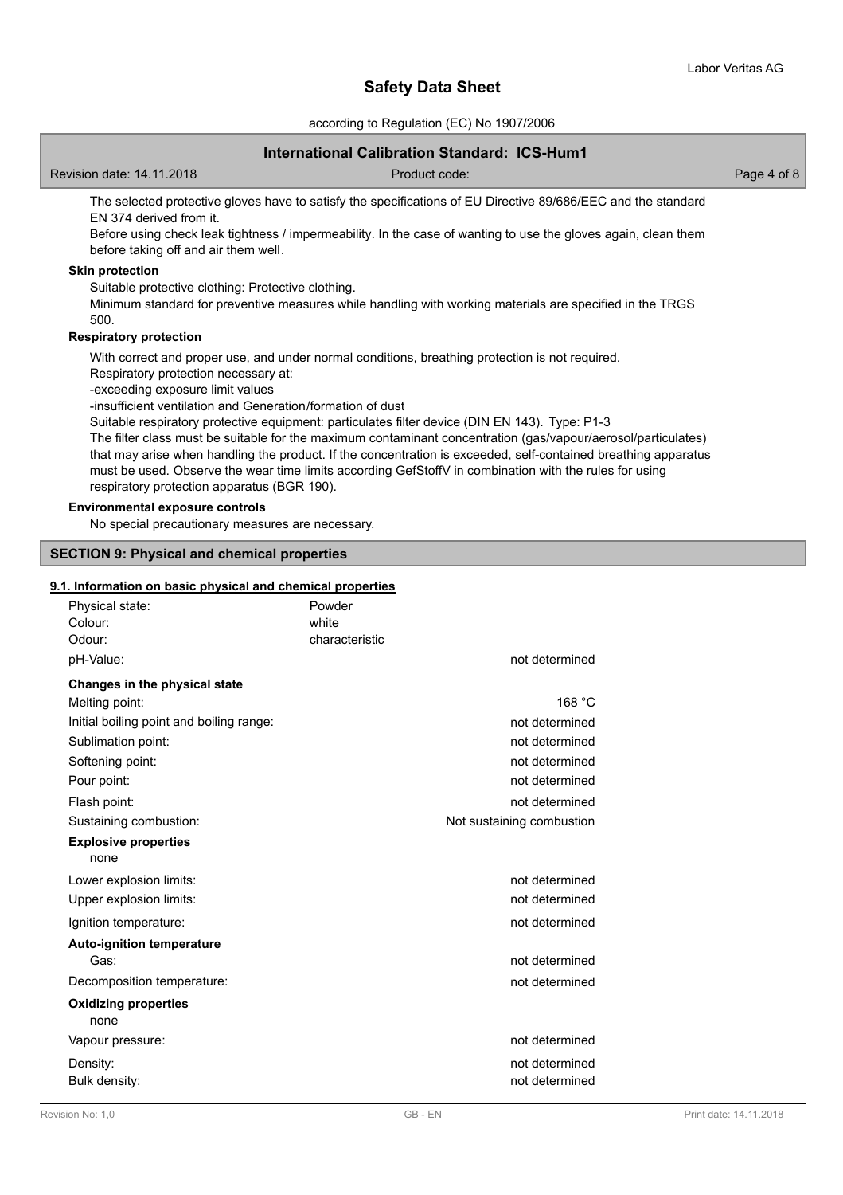The selected protective gloves have to satisfy the specifications of EU Directive 89/686/EEC and the standard EN 374 derived from it.

Before using check leak tightness / impermeability. In the case of wanting to use the gloves again, clean them before taking off and air them well.

**Skin protection**

Suitable protective clothing: Protective clothing.

Minimum standard for preventive measures while handling with working materials are specified in the TRGS 500.

**Respiratory protection**

With correct and proper use, and under normal conditions, breathing protection is not required.

Respiratory protection necessary at:

-exceeding exposure limit values

-insufficient ventilation and Generation/formation of dust

Suitable respiratory protective equipment: particulates filter device (DIN EN 143). Type: P1-3

The filter class must be suitable for the maximum contaminant concentration (gas/vapour/aerosol/particulates) that may arise when handling the product. If the concentration is exceeded, self-contained breathing apparatus must be used. Observe the wear time limits according GefStoffV in combination with the rules for using respiratory protection apparatus (BGR 190).

**Environmental exposure controls**

No special precautionary measures are necessary.

## SECTION 9: Physical and chemical properties

### 9.1. Information on basic physical and chemical properties

| | | |
|---|---|---|
| Physical state: | Powder | |
| Colour: | white | |
| Odour: | characteristic | |
| pH-Value: | | not determined |
| **Changes in the physical state** | | |
| Melting point: | | 168 °C |
| Initial boiling point and boiling range: | | not determined |
| Sublimation point: | | not determined |
| Softening point: | | not determined |
| Pour point: | | not determined |
| Flash point: | | not determined |
| Sustaining combustion: | | Not sustaining combustion |
| **Explosive properties** | | |
| none | | |
| Lower explosion limits: | | not determined |
| Upper explosion limits: | | not determined |
| Ignition temperature: | | not determined |
| **Auto-ignition temperature** | | |
| Gas: | | not determined |
| Decomposition temperature: | | not determined |
| **Oxidizing properties** | | |
| none | | |
| Vapour pressure: | | not determined |
| Density: | | not determined |
| Bulk density: | | not determined |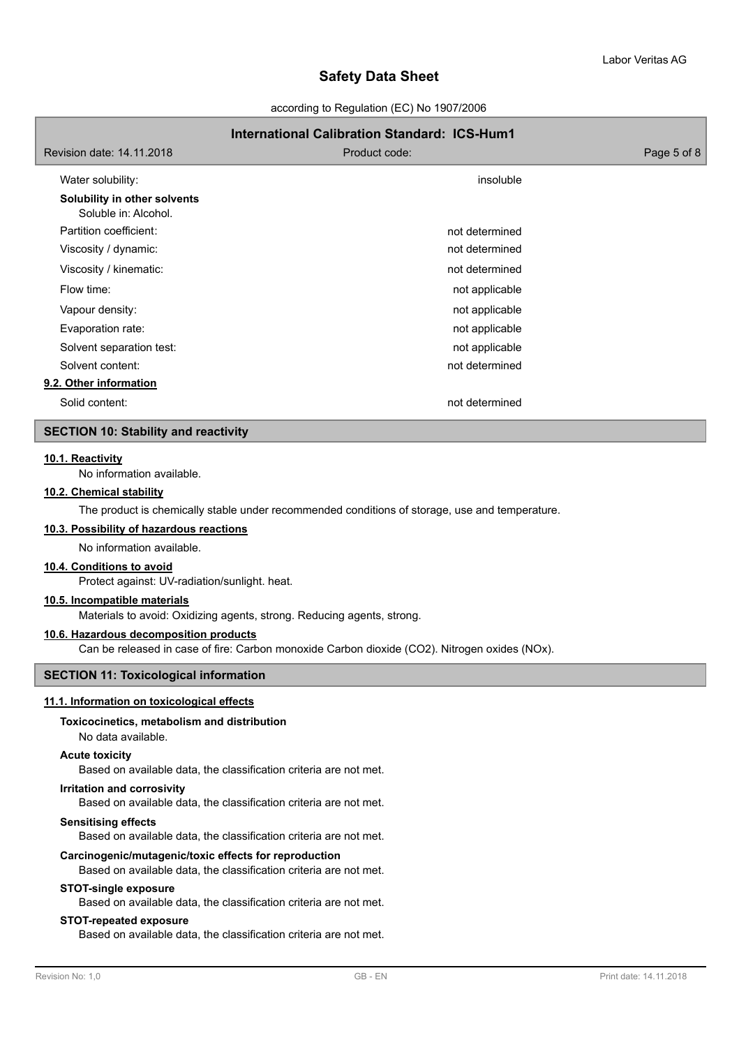| | |
|---|---|
| Water solubility: | insoluble |

**Solubility in other solvents**
Soluble in: Alcohol.

| | |
|---|---|
| Partition coefficient: | not determined |
| Viscosity / dynamic: | not determined |
| Viscosity / kinematic: | not determined |
| Flow time: | not applicable |
| Vapour density: | not applicable |
| Evaporation rate: | not applicable |
| Solvent separation test: | not applicable |
| Solvent content: | not determined |

**9.2. Other information**

| | |
|---|---|
| Solid content: | not determined |

## SECTION 10: Stability and reactivity

**10.1. Reactivity**

No information available.

**10.2. Chemical stability**

The product is chemically stable under recommended conditions of storage, use and temperature.

**10.3. Possibility of hazardous reactions**

No information available.

**10.4. Conditions to avoid**

Protect against: UV-radiation/sunlight. heat.

**10.5. Incompatible materials**

Materials to avoid: Oxidizing agents, strong. Reducing agents, strong.

**10.6. Hazardous decomposition products**

Can be released in case of fire: Carbon monoxide Carbon dioxide ($CO_2$). Nitrogen oxides ($NO_x$).

## SECTION 11: Toxicological information

**11.1. Information on toxicological effects**

**Toxicocinetics, metabolism and distribution**

No data available.

**Acute toxicity**

Based on available data, the classification criteria are not met.

**Irritation and corrosivity**

Based on available data, the classification criteria are not met.

**Sensitising effects**

Based on available data, the classification criteria are not met.

**Carcinogenic/mutagenic/toxic effects for reproduction**

Based on available data, the classification criteria are not met.

**STOT-single exposure**

Based on available data, the classification criteria are not met.

**STOT-repeated exposure**

Based on available data, the classification criteria are not met.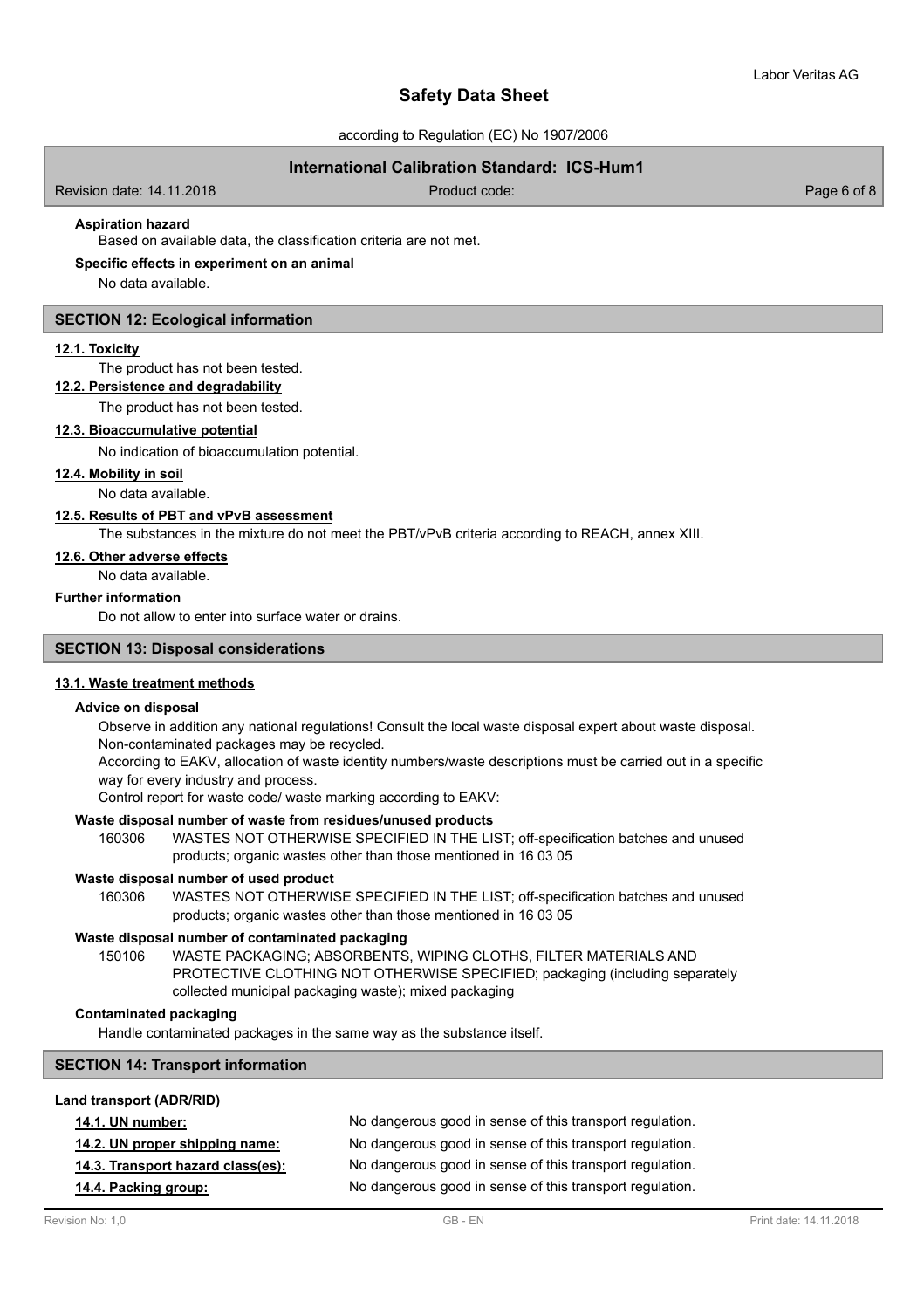**Aspiration hazard**

Based on available data, the classification criteria are not met.

**Specific effects in experiment on an animal**

No data available.

## SECTION 12: Ecological information

### 12.1. Toxicity

The product has not been tested.

### 12.2. Persistence and degradability

The product has not been tested.

### 12.3. Bioaccumulative potential

No indication of bioaccumulation potential.

### 12.4. Mobility in soil

No data available.

### 12.5. Results of PBT and vPvB assessment

The substances in the mixture do not meet the PBT/vPvB criteria according to REACH, annex XIII.

### 12.6. Other adverse effects

No data available.

**Further information**

Do not allow to enter into surface water or drains.

## SECTION 13: Disposal considerations

### 13.1. Waste treatment methods

**Advice on disposal**

Observe in addition any national regulations! Consult the local waste disposal expert about waste disposal.
Non-contaminated packages may be recycled.
According to EAKV, allocation of waste identity numbers/waste descriptions must be carried out in a specific way for every industry and process.
Control report for waste code/ waste marking according to EAKV:

**Waste disposal number of waste from residues/unused products**

160306 WASTES NOT OTHERWISE SPECIFIED IN THE LIST; off-specification batches and unused products; organic wastes other than those mentioned in 16 03 05

**Waste disposal number of used product**

160306 WASTES NOT OTHERWISE SPECIFIED IN THE LIST; off-specification batches and unused products; organic wastes other than those mentioned in 16 03 05

**Waste disposal number of contaminated packaging**

150106 WASTE PACKAGING; ABSORBENTS, WIPING CLOTHS, FILTER MATERIALS AND PROTECTIVE CLOTHING NOT OTHERWISE SPECIFIED; packaging (including separately collected municipal packaging waste); mixed packaging

**Contaminated packaging**

Handle contaminated packages in the same way as the substance itself.

## SECTION 14: Transport information

**Land transport (ADR/RID)**

**14.1. UN number:** No dangerous good in sense of this transport regulation.

**14.2. UN proper shipping name:** No dangerous good in sense of this transport regulation.

**14.3. Transport hazard class(es):** No dangerous good in sense of this transport regulation.

**14.4. Packing group:** No dangerous good in sense of this transport regulation.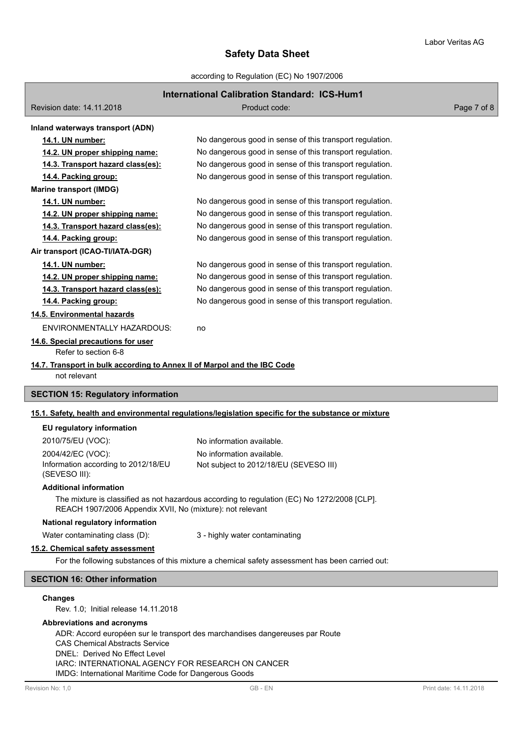**Inland waterways transport (ADN)**

**14.1. UN number:** No dangerous good in sense of this transport regulation.

**14.2. UN proper shipping name:** No dangerous good in sense of this transport regulation.

**14.3. Transport hazard class(es):** No dangerous good in sense of this transport regulation.

**14.4. Packing group:** No dangerous good in sense of this transport regulation.

**Marine transport (IMDG)**

**14.1. UN number:** No dangerous good in sense of this transport regulation.

**14.2. UN proper shipping name:** No dangerous good in sense of this transport regulation.

**14.3. Transport hazard class(es):** No dangerous good in sense of this transport regulation.

**14.4. Packing group:** No dangerous good in sense of this transport regulation.

**Air transport (ICAO-TI/IATA-DGR)**

**14.1. UN number:** No dangerous good in sense of this transport regulation.

**14.2. UN proper shipping name:** No dangerous good in sense of this transport regulation.

**14.3. Transport hazard class(es):** No dangerous good in sense of this transport regulation.

**14.4. Packing group:** No dangerous good in sense of this transport regulation.

**14.5. Environmental hazards**

ENVIRONMENTALLY HAZARDOUS: no

**14.6. Special precautions for user**

Refer to section 6-8

**14.7. Transport in bulk according to Annex II of Marpol and the IBC Code**

not relevant

## SECTION 15: Regulatory information

**15.1. Safety, health and environmental regulations/legislation specific for the substance or mixture**

**EU regulatory information**

2010/75/EU (VOC): No information available.

2004/42/EC (VOC): No information available.

Information according to 2012/18/EU (SEVESO III): Not subject to 2012/18/EU (SEVESO III)

**Additional information**

The mixture is classified as not hazardous according to regulation (EC) No 1272/2008 [CLP].
REACH 1907/2006 Appendix XVII, No (mixture): not relevant

**National regulatory information**

Water contaminating class (D): 3 - highly water contaminating

**15.2. Chemical safety assessment**

For the following substances of this mixture a chemical safety assessment has been carried out:

## SECTION 16: Other information

**Changes**

Rev. 1.0; Initial release 14.11.2018

**Abbreviations and acronyms**

ADR: Accord européen sur le transport des marchandises dangereuses par Route
CAS Chemical Abstracts Service
DNEL: Derived No Effect Level
IARC: INTERNATIONAL AGENCY FOR RESEARCH ON CANCER
IMDG: International Maritime Code for Dangerous Goods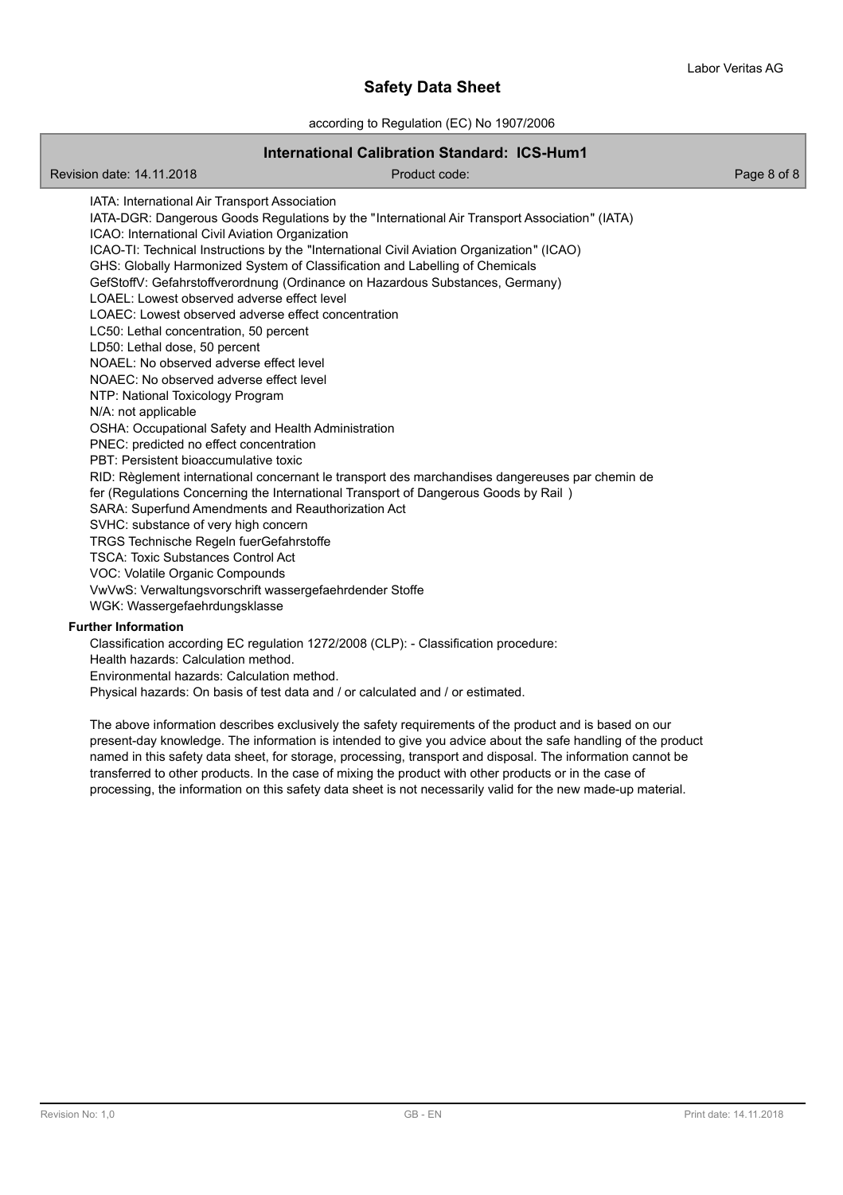IATA: International Air Transport Association
IATA-DGR: Dangerous Goods Regulations by the "International Air Transport Association" (IATA)
ICAO: International Civil Aviation Organization
ICAO-TI: Technical Instructions by the "International Civil Aviation Organization" (ICAO)
GHS: Globally Harmonized System of Classification and Labelling of Chemicals
GefStoffV: Gefahrstoffverordnung (Ordinance on Hazardous Substances, Germany)
LOAEL: Lowest observed adverse effect level
LOAEC: Lowest observed adverse effect concentration
LC50: Lethal concentration, 50 percent
LD50: Lethal dose, 50 percent
NOAEL: No observed adverse effect level
NOAEC: No observed adverse effect level
NTP: National Toxicology Program
N/A: not applicable
OSHA: Occupational Safety and Health Administration
PNEC: predicted no effect concentration
PBT: Persistent bioaccumulative toxic
RID: Règlement international concernant le transport des marchandises dangereuses par chemin de fer (Regulations Concerning the International Transport of Dangerous Goods by Rail )
SARA: Superfund Amendments and Reauthorization Act
SVHC: substance of very high concern
TRGS Technische Regeln fuerGefahrstoffe
TSCA: Toxic Substances Control Act
VOC: Volatile Organic Compounds
VwVwS: Verwaltungsvorschrift wassergefaehrdender Stoffe
WGK: Wassergefaehrdungsklasse

**Further Information**

Classification according EC regulation 1272/2008 (CLP): - Classification procedure:
Health hazards: Calculation method.
Environmental hazards: Calculation method.
Physical hazards: On basis of test data and / or calculated and / or estimated.

The above information describes exclusively the safety requirements of the product and is based on our present-day knowledge. The information is intended to give you advice about the safe handling of the product named in this safety data sheet, for storage, processing, transport and disposal. The information cannot be transferred to other products. In the case of mixing the product with other products or in the case of processing, the information on this safety data sheet is not necessarily valid for the new made-up material.